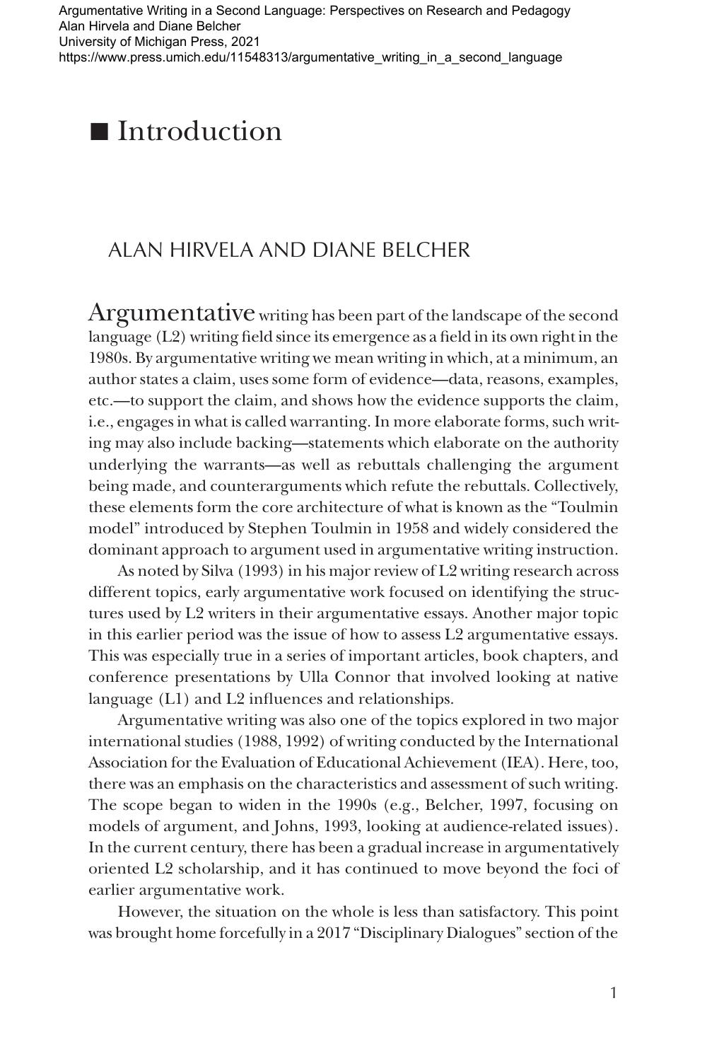# Introduction

ALAN HIRVELA AND DIANE BELCHER

Argumentative writing has been part of the landscape of the second language (L2) writing field since its emergence as a field in its own right in the 1980s. By argumentative writing we mean writing in which, at a minimum, an author states a claim, uses some form of evidence—data, reasons, examples, etc.—to support the claim, and shows how the evidence supports the claim, i.e., engages in what is called warranting. In more elaborate forms, such writing may also include backing—statements which elaborate on the authority underlying the warrants—as well as rebuttals challenging the argument being made, and counterarguments which refute the rebuttals. Collectively, these elements form the core architecture of what is known as the "Toulmin model" introduced by Stephen Toulmin in 1958 and widely considered the dominant approach to argument used in argumentative writing instruction.

As noted by Silva (1993) in his major review of L2 writing research across different topics, early argumentative work focused on identifying the structures used by L2 writers in their argumentative essays. Another major topic in this earlier period was the issue of how to assess L2 argumentative essays. This was especially true in a series of important articles, book chapters, and conference presentations by Ulla Connor that involved looking at native language (L1) and L2 influences and relationships.

Argumentative writing was also one of the topics explored in two major international studies (1988, 1992) of writing conducted by the International Association for the Evaluation of Educational Achievement (IEA). Here, too, there was an emphasis on the characteristics and assessment of such writing. The scope began to widen in the 1990s (e.g., Belcher, 1997, focusing on models of argument, and Johns, 1993, looking at audience-related issues). In the current century, there has been a gradual increase in argumentatively oriented L2 scholarship, and it has continued to move beyond the foci of earlier argumentative work.

However, the situation on the whole is less than satisfactory. This point was brought home forcefully in a 2017 "Disciplinary Dialogues" section of the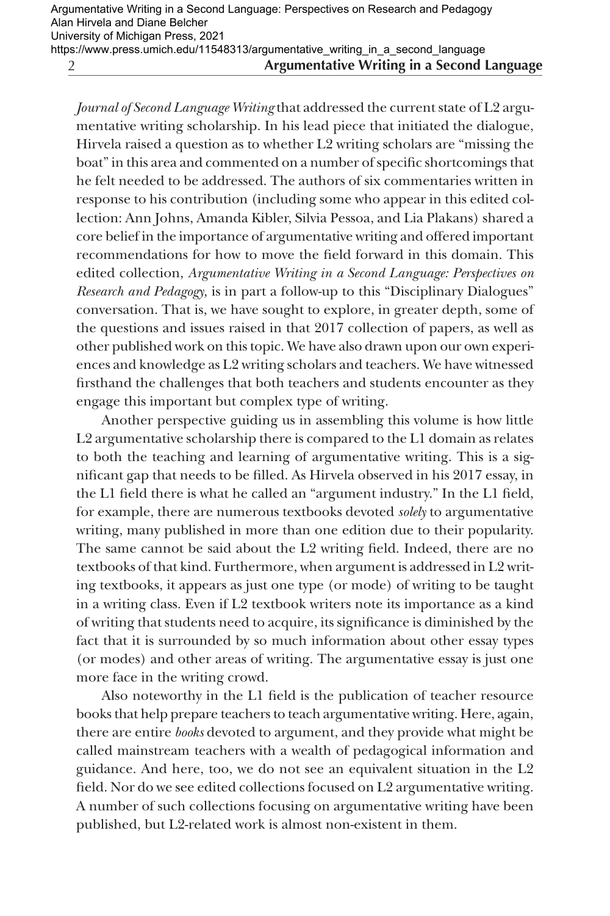*Journal of Second Language Writing* that addressed the current state of L2 argumentative writing scholarship. In his lead piece that initiated the dialogue, Hirvela raised a question as to whether L2 writing scholars are "missing the boat" in this area and commented on a number of specific shortcomings that he felt needed to be addressed. The authors of six commentaries written in response to his contribution (including some who appear in this edited collection: Ann Johns, Amanda Kibler, Silvia Pessoa, and Lia Plakans) shared a core belief in the importance of argumentative writing and offered important recommendations for how to move the field forward in this domain. This edited collection, *Argumentative Writing in a Second Language: Perspectives on Research and Pedagogy,* is in part a follow-up to this "Disciplinary Dialogues" conversation. That is, we have sought to explore, in greater depth, some of the questions and issues raised in that 2017 collection of papers, as well as other published work on this topic. We have also drawn upon our own experiences and knowledge as L2 writing scholars and teachers. We have witnessed firsthand the challenges that both teachers and students encounter as they engage this important but complex type of writing.

Another perspective guiding us in assembling this volume is how little L2 argumentative scholarship there is compared to the L1 domain as relates to both the teaching and learning of argumentative writing. This is a significant gap that needs to be filled. As Hirvela observed in his 2017 essay, in the L1 field there is what he called an "argument industry." In the L1 field, for example, there are numerous textbooks devoted *solely* to argumentative writing, many published in more than one edition due to their popularity. The same cannot be said about the L2 writing field. Indeed, there are no textbooks of that kind. Furthermore, when argument is addressed in L2 writing textbooks, it appears as just one type (or mode) of writing to be taught in a writing class. Even if L2 textbook writers note its importance as a kind of writing that students need to acquire, its significance is diminished by the fact that it is surrounded by so much information about other essay types (or modes) and other areas of writing. The argumentative essay is just one more face in the writing crowd.

Also noteworthy in the L1 field is the publication of teacher resource books that help prepare teachers to teach argumentative writing. Here, again, there are entire *books* devoted to argument, and they provide what might be called mainstream teachers with a wealth of pedagogical information and guidance. And here, too, we do not see an equivalent situation in the L2 field. Nor do we see edited collections focused on L2 argumentative writing. A number of such collections focusing on argumentative writing have been published, but L2-related work is almost non-existent in them.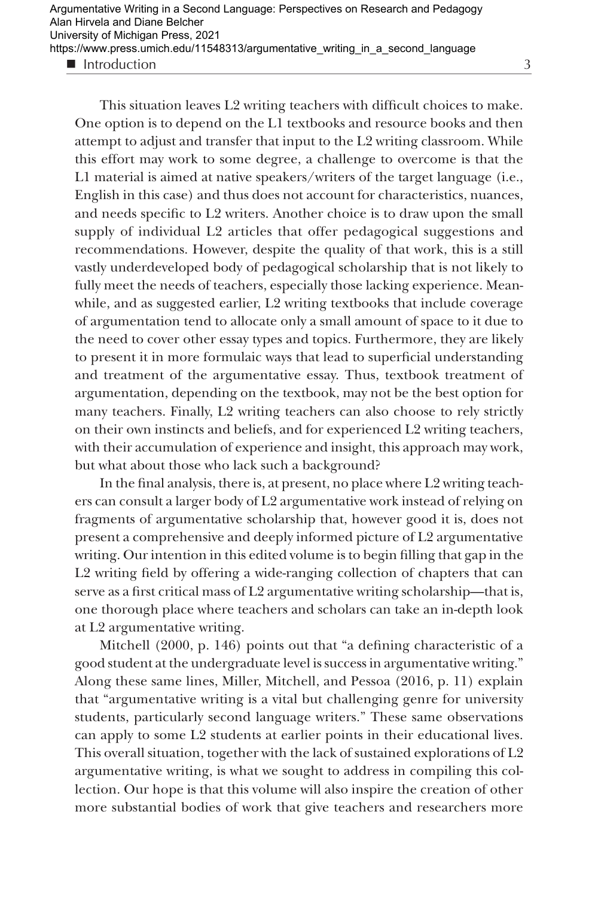This situation leaves L2 writing teachers with difficult choices to make. One option is to depend on the L1 textbooks and resource books and then attempt to adjust and transfer that input to the L2 writing classroom. While this effort may work to some degree, a challenge to overcome is that the L1 material is aimed at native speakers/writers of the target language (i.e., English in this case) and thus does not account for characteristics, nuances, and needs specific to L2 writers. Another choice is to draw upon the small supply of individual L2 articles that offer pedagogical suggestions and recommendations. However, despite the quality of that work, this is a still vastly underdeveloped body of pedagogical scholarship that is not likely to fully meet the needs of teachers, especially those lacking experience. Meanwhile, and as suggested earlier, L2 writing textbooks that include coverage of argumentation tend to allocate only a small amount of space to it due to the need to cover other essay types and topics. Furthermore, they are likely to present it in more formulaic ways that lead to superficial understanding and treatment of the argumentative essay. Thus, textbook treatment of argumentation, depending on the textbook, may not be the best option for many teachers. Finally, L2 writing teachers can also choose to rely strictly on their own instincts and beliefs, and for experienced L2 writing teachers, with their accumulation of experience and insight, this approach may work, but what about those who lack such a background?

In the final analysis, there is, at present, no place where L2 writing teachers can consult a larger body of L2 argumentative work instead of relying on fragments of argumentative scholarship that, however good it is, does not present a comprehensive and deeply informed picture of L2 argumentative writing. Our intention in this edited volume is to begin filling that gap in the L2 writing field by offering a wide-ranging collection of chapters that can serve as a first critical mass of L2 argumentative writing scholarship—that is, one thorough place where teachers and scholars can take an in-depth look at L2 argumentative writing.

Mitchell (2000, p. 146) points out that "a defining characteristic of a good student at the undergraduate level is success in argumentative writing." Along these same lines, Miller, Mitchell, and Pessoa (2016, p. 11) explain that "argumentative writing is a vital but challenging genre for university students, particularly second language writers." These same observations can apply to some L2 students at earlier points in their educational lives. This overall situation, together with the lack of sustained explorations of L2 argumentative writing, is what we sought to address in compiling this collection. Our hope is that this volume will also inspire the creation of other more substantial bodies of work that give teachers and researchers more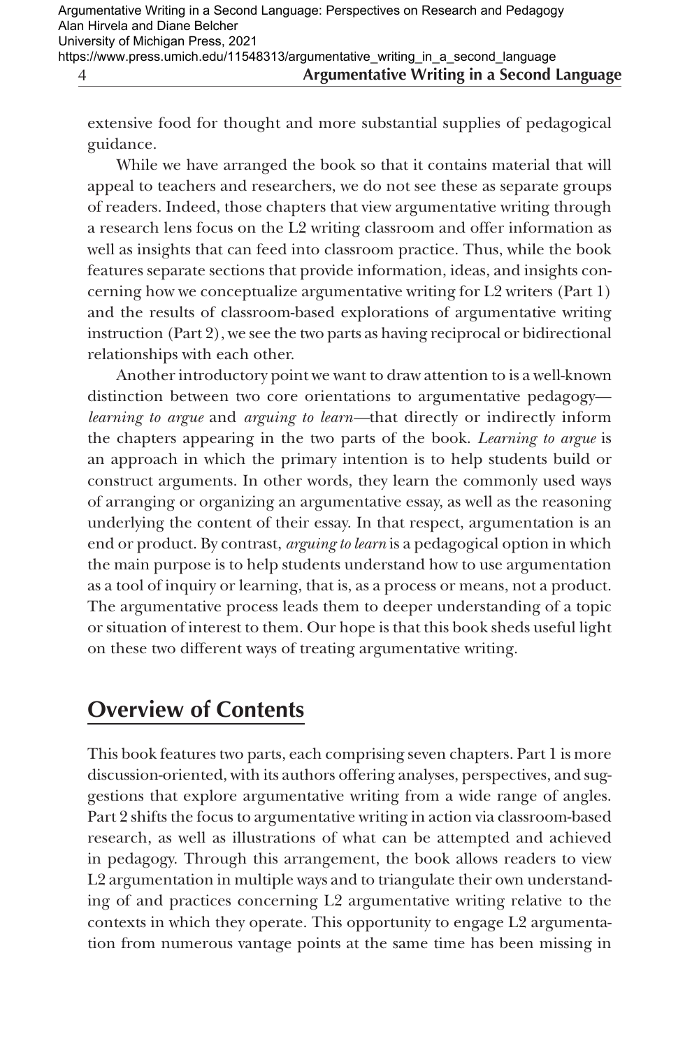extensive food for thought and more substantial supplies of pedagogical guidance.

While we have arranged the book so that it contains material that will appeal to teachers and researchers, we do not see these as separate groups of readers. Indeed, those chapters that view argumentative writing through a research lens focus on the L2 writing classroom and offer information as well as insights that can feed into classroom practice. Thus, while the book features separate sections that provide information, ideas, and insights concerning how we conceptualize argumentative writing for L2 writers (Part 1) and the results of classroom-based explorations of argumentative writing instruction (Part 2), we see the two parts as having reciprocal or bidirectional relationships with each other.

Another introductory point we want to draw attention to is a well-known distinction between two core orientations to argumentative pedagogy—*learning to argue* and *arguing to learn*—that directly or indirectly inform the chapters appearing in the two parts of the book. *Learning to argue* is an approach in which the primary intention is to help students build or construct arguments. In other words, they learn the commonly used ways of arranging or organizing an argumentative essay, as well as the reasoning underlying the content of their essay. In that respect, argumentation is an end or product. By contrast, *arguing to learn* is a pedagogical option in which the main purpose is to help students understand how to use argumentation as a tool of inquiry or learning, that is, as a process or means, not a product. The argumentative process leads them to deeper understanding of a topic or situation of interest to them. Our hope is that this book sheds useful light on these two different ways of treating argumentative writing.

## Overview of Contents

This book features two parts, each comprising seven chapters. Part 1 is more discussion-oriented, with its authors offering analyses, perspectives, and suggestions that explore argumentative writing from a wide range of angles. Part 2 shifts the focus to argumentative writing in action via classroom-based research, as well as illustrations of what can be attempted and achieved in pedagogy. Through this arrangement, the book allows readers to view L2 argumentation in multiple ways and to triangulate their own understanding of and practices concerning L2 argumentative writing relative to the contexts in which they operate. This opportunity to engage L2 argumentation from numerous vantage points at the same time has been missing in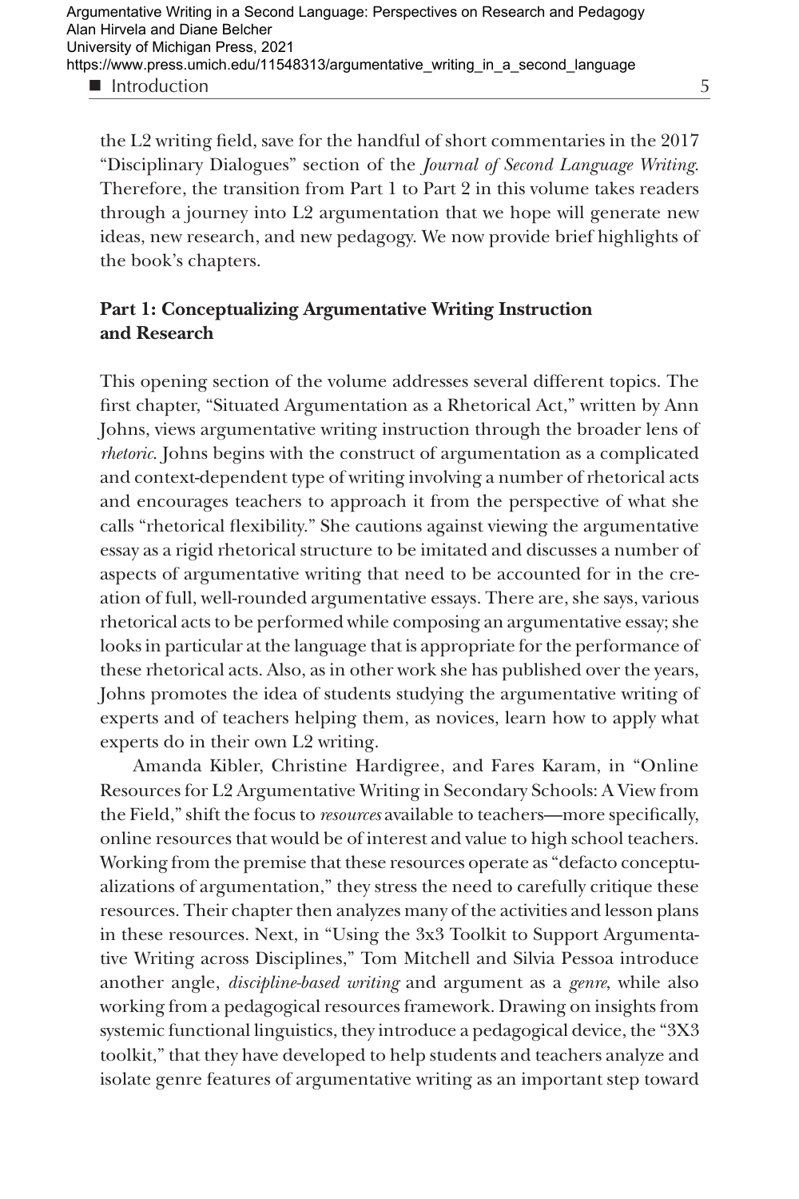the L2 writing field, save for the handful of short commentaries in the 2017 "Disciplinary Dialogues" section of the *Journal of Second Language Writing*. Therefore, the transition from Part 1 to Part 2 in this volume takes readers through a journey into L2 argumentation that we hope will generate new ideas, new research, and new pedagogy. We now provide brief highlights of the book's chapters.

## Part 1: Conceptualizing Argumentative Writing Instruction and Research

This opening section of the volume addresses several different topics. The first chapter, "Situated Argumentation as a Rhetorical Act," written by Ann Johns, views argumentative writing instruction through the broader lens of *rhetoric*. Johns begins with the construct of argumentation as a complicated and context-dependent type of writing involving a number of rhetorical acts and encourages teachers to approach it from the perspective of what she calls "rhetorical flexibility." She cautions against viewing the argumentative essay as a rigid rhetorical structure to be imitated and discusses a number of aspects of argumentative writing that need to be accounted for in the creation of full, well-rounded argumentative essays. There are, she says, various rhetorical acts to be performed while composing an argumentative essay; she looks in particular at the language that is appropriate for the performance of these rhetorical acts. Also, as in other work she has published over the years, Johns promotes the idea of students studying the argumentative writing of experts and of teachers helping them, as novices, learn how to apply what experts do in their own L2 writing.

Amanda Kibler, Christine Hardigree, and Fares Karam, in "Online Resources for L2 Argumentative Writing in Secondary Schools: A View from the Field," shift the focus to *resources* available to teachers—more specifically, online resources that would be of interest and value to high school teachers. Working from the premise that these resources operate as "defacto conceptualizations of argumentation," they stress the need to carefully critique these resources. Their chapter then analyzes many of the activities and lesson plans in these resources. Next, in "Using the 3x3 Toolkit to Support Argumentative Writing across Disciplines," Tom Mitchell and Silvia Pessoa introduce another angle, *discipline-based writing* and argument as a *genre*, while also working from a pedagogical resources framework. Drawing on insights from systemic functional linguistics, they introduce a pedagogical device, the "3X3 toolkit," that they have developed to help students and teachers analyze and isolate genre features of argumentative writing as an important step toward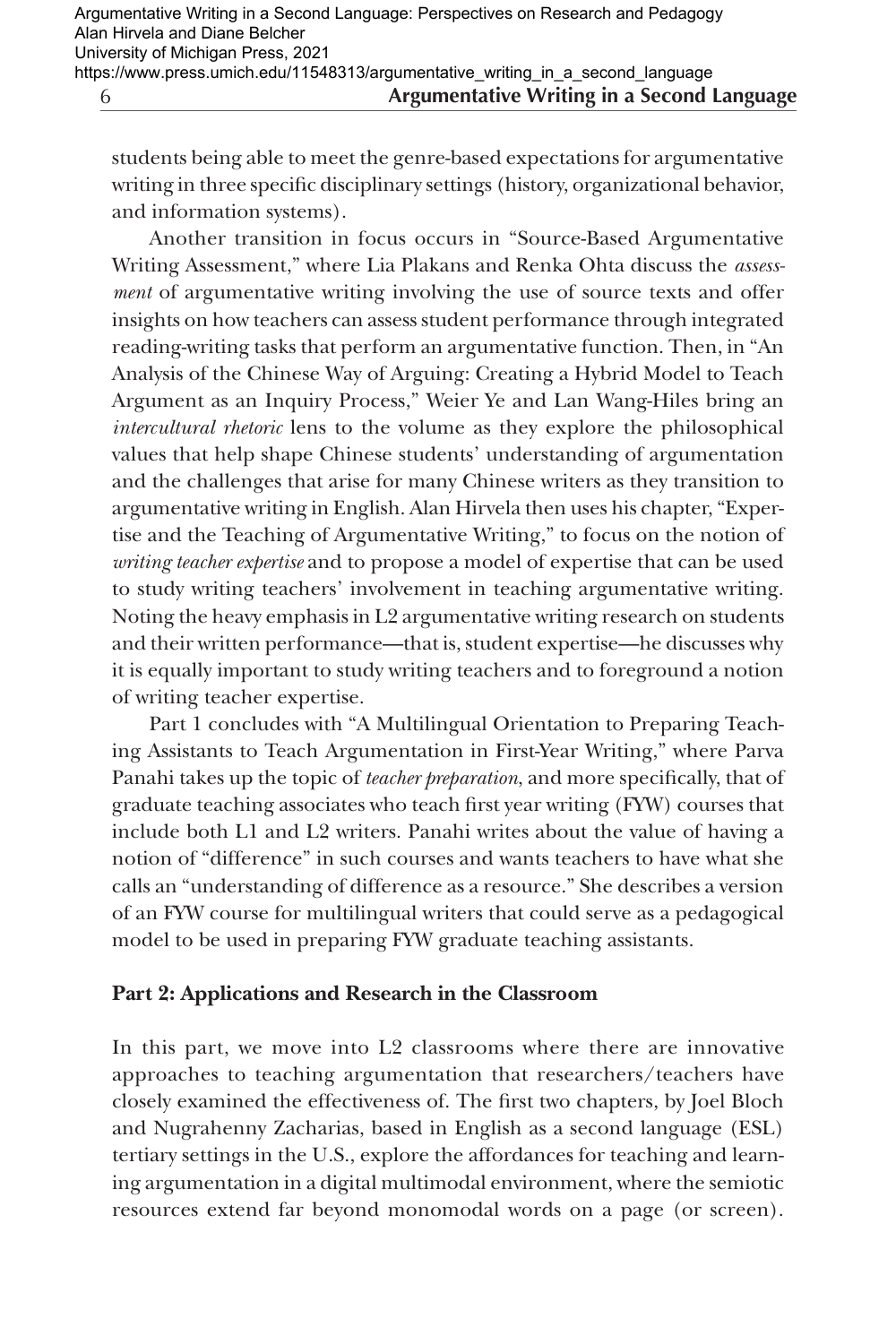students being able to meet the genre-based expectations for argumentative writing in three specific disciplinary settings (history, organizational behavior, and information systems).

Another transition in focus occurs in "Source-Based Argumentative Writing Assessment," where Lia Plakans and Renka Ohta discuss the *assessment* of argumentative writing involving the use of source texts and offer insights on how teachers can assess student performance through integrated reading-writing tasks that perform an argumentative function. Then, in "An Analysis of the Chinese Way of Arguing: Creating a Hybrid Model to Teach Argument as an Inquiry Process," Weier Ye and Lan Wang-Hiles bring an *intercultural rhetoric* lens to the volume as they explore the philosophical values that help shape Chinese students' understanding of argumentation and the challenges that arise for many Chinese writers as they transition to argumentative writing in English. Alan Hirvela then uses his chapter, "Expertise and the Teaching of Argumentative Writing," to focus on the notion of *writing teacher expertise* and to propose a model of expertise that can be used to study writing teachers' involvement in teaching argumentative writing. Noting the heavy emphasis in L2 argumentative writing research on students and their written performance—that is, student expertise—he discusses why it is equally important to study writing teachers and to foreground a notion of writing teacher expertise.

Part 1 concludes with "A Multilingual Orientation to Preparing Teaching Assistants to Teach Argumentation in First-Year Writing," where Parva Panahi takes up the topic of *teacher preparation*, and more specifically, that of graduate teaching associates who teach first year writing (FYW) courses that include both L1 and L2 writers. Panahi writes about the value of having a notion of "difference" in such courses and wants teachers to have what she calls an "understanding of difference as a resource." She describes a version of an FYW course for multilingual writers that could serve as a pedagogical model to be used in preparing FYW graduate teaching assistants.

**Part 2: Applications and Research in the Classroom**

In this part, we move into L2 classrooms where there are innovative approaches to teaching argumentation that researchers/teachers have closely examined the effectiveness of. The first two chapters, by Joel Bloch and Nugrahenny Zacharias, based in English as a second language (ESL) tertiary settings in the U.S., explore the affordances for teaching and learning argumentation in a digital multimodal environment, where the semiotic resources extend far beyond monomodal words on a page (or screen).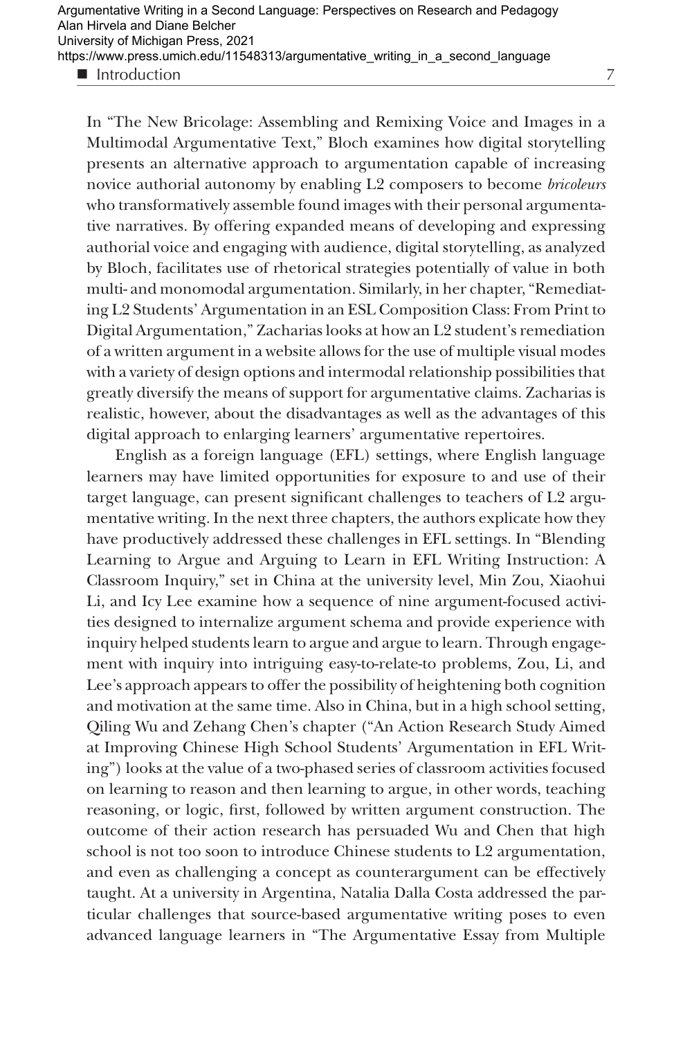In "The New Bricolage: Assembling and Remixing Voice and Images in a Multimodal Argumentative Text," Bloch examines how digital storytelling presents an alternative approach to argumentation capable of increasing novice authorial autonomy by enabling L2 composers to become *bricoleurs* who transformatively assemble found images with their personal argumentative narratives. By offering expanded means of developing and expressing authorial voice and engaging with audience, digital storytelling, as analyzed by Bloch, facilitates use of rhetorical strategies potentially of value in both multi- and monomodal argumentation. Similarly, in her chapter, "Remediating L2 Students' Argumentation in an ESL Composition Class: From Print to Digital Argumentation," Zacharias looks at how an L2 student's remediation of a written argument in a website allows for the use of multiple visual modes with a variety of design options and intermodal relationship possibilities that greatly diversify the means of support for argumentative claims. Zacharias is realistic, however, about the disadvantages as well as the advantages of this digital approach to enlarging learners' argumentative repertoires.

English as a foreign language (EFL) settings, where English language learners may have limited opportunities for exposure to and use of their target language, can present significant challenges to teachers of L2 argumentative writing. In the next three chapters, the authors explicate how they have productively addressed these challenges in EFL settings. In "Blending Learning to Argue and Arguing to Learn in EFL Writing Instruction: A Classroom Inquiry," set in China at the university level, Min Zou, Xiaohui Li, and Icy Lee examine how a sequence of nine argument-focused activities designed to internalize argument schema and provide experience with inquiry helped students learn to argue and argue to learn. Through engagement with inquiry into intriguing easy-to-relate-to problems, Zou, Li, and Lee's approach appears to offer the possibility of heightening both cognition and motivation at the same time. Also in China, but in a high school setting, Qiling Wu and Zehang Chen's chapter ("An Action Research Study Aimed at Improving Chinese High School Students' Argumentation in EFL Writing") looks at the value of a two-phased series of classroom activities focused on learning to reason and then learning to argue, in other words, teaching reasoning, or logic, first, followed by written argument construction. The outcome of their action research has persuaded Wu and Chen that high school is not too soon to introduce Chinese students to L2 argumentation, and even as challenging a concept as counterargument can be effectively taught. At a university in Argentina, Natalia Dalla Costa addressed the particular challenges that source-based argumentative writing poses to even advanced language learners in "The Argumentative Essay from Multiple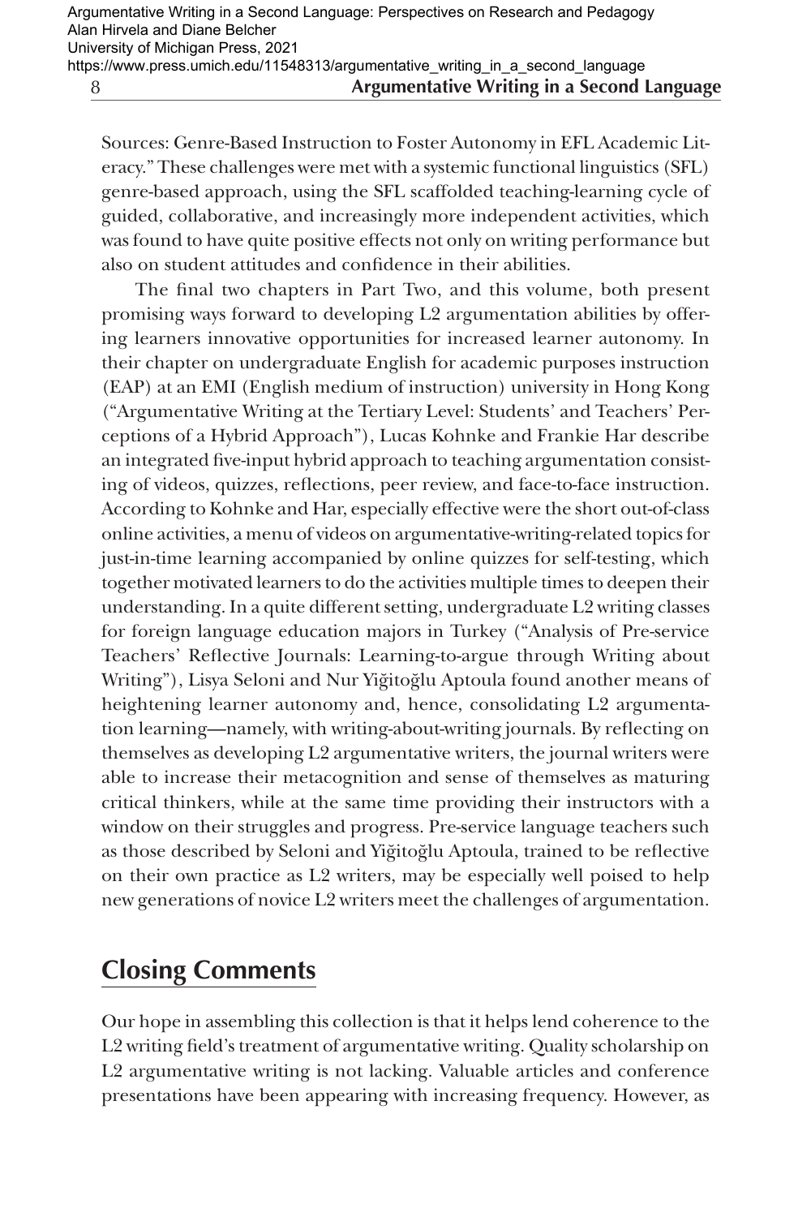Sources: Genre-Based Instruction to Foster Autonomy in EFL Academic Literacy." These challenges were met with a systemic functional linguistics (SFL) genre-based approach, using the SFL scaffolded teaching-learning cycle of guided, collaborative, and increasingly more independent activities, which was found to have quite positive effects not only on writing performance but also on student attitudes and confidence in their abilities.

The final two chapters in Part Two, and this volume, both present promising ways forward to developing L2 argumentation abilities by offering learners innovative opportunities for increased learner autonomy. In their chapter on undergraduate English for academic purposes instruction (EAP) at an EMI (English medium of instruction) university in Hong Kong ("Argumentative Writing at the Tertiary Level: Students' and Teachers' Perceptions of a Hybrid Approach"), Lucas Kohnke and Frankie Har describe an integrated five-input hybrid approach to teaching argumentation consisting of videos, quizzes, reflections, peer review, and face-to-face instruction. According to Kohnke and Har, especially effective were the short out-of-class online activities, a menu of videos on argumentative-writing-related topics for just-in-time learning accompanied by online quizzes for self-testing, which together motivated learners to do the activities multiple times to deepen their understanding. In a quite different setting, undergraduate L2 writing classes for foreign language education majors in Turkey ("Analysis of Pre-service Teachers' Reflective Journals: Learning-to-argue through Writing about Writing"), Lisya Seloni and Nur Yiğitoğlu Aptoula found another means of heightening learner autonomy and, hence, consolidating L2 argumentation learning—namely, with writing-about-writing journals. By reflecting on themselves as developing L2 argumentative writers, the journal writers were able to increase their metacognition and sense of themselves as maturing critical thinkers, while at the same time providing their instructors with a window on their struggles and progress. Pre-service language teachers such as those described by Seloni and Yiğitoğlu Aptoula, trained to be reflective on their own practice as L2 writers, may be especially well poised to help new generations of novice L2 writers meet the challenges of argumentation.

## Closing Comments

Our hope in assembling this collection is that it helps lend coherence to the L2 writing field's treatment of argumentative writing. Quality scholarship on L2 argumentative writing is not lacking. Valuable articles and conference presentations have been appearing with increasing frequency. However, as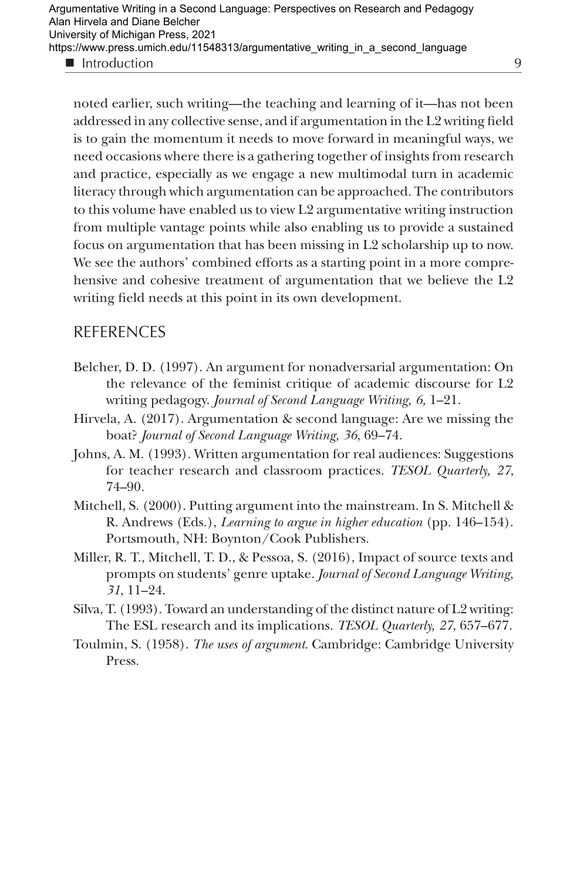noted earlier, such writing—the teaching and learning of it—has not been addressed in any collective sense, and if argumentation in the L2 writing field is to gain the momentum it needs to move forward in meaningful ways, we need occasions where there is a gathering together of insights from research and practice, especially as we engage a new multimodal turn in academic literacy through which argumentation can be approached. The contributors to this volume have enabled us to view L2 argumentative writing instruction from multiple vantage points while also enabling us to provide a sustained focus on argumentation that has been missing in L2 scholarship up to now. We see the authors' combined efforts as a starting point in a more comprehensive and cohesive treatment of argumentation that we believe the L2 writing field needs at this point in its own development.

## REFERENCES

Belcher, D. D. (1997). An argument for nonadversarial argumentation: On the relevance of the feminist critique of academic discourse for L2 writing pedagogy. *Journal of Second Language Writing, 6,* 1–21.

Hirvela, A. (2017). Argumentation & second language: Are we missing the boat? *Journal of Second Language Writing, 36*, 69–74.

Johns, A. M. (1993). Written argumentation for real audiences: Suggestions for teacher research and classroom practices. *TESOL Quarterly, 27*, 74–90.

Mitchell, S. (2000). Putting argument into the mainstream. In S. Mitchell & R. Andrews (Eds.), *Learning to argue in higher education* (pp. 146–154). Portsmouth, NH: Boynton/Cook Publishers.

Miller, R. T., Mitchell, T. D., & Pessoa, S. (2016), Impact of source texts and prompts on students' genre uptake. *Journal of Second Language Writing, 31*, 11–24.

Silva, T. (1993). Toward an understanding of the distinct nature of L2 writing: The ESL research and its implications. *TESOL Quarterly, 27*, 657–677.

Toulmin, S. (1958). *The uses of argument*. Cambridge: Cambridge University Press.